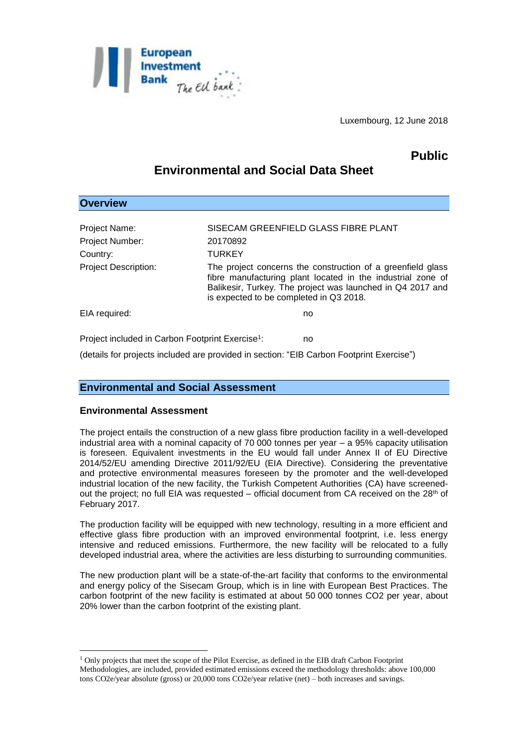Luxembourg, 12 June 2018

**Public**

# Environmental and Social Data Sheet

## Overview

| | |
|---|---|
| Project Name: | SISECAM GREENFIELD GLASS FIBRE PLANT |
| Project Number: | 20170892 |
| Country: | TURKEY |
| Project Description: | The project concerns the construction of a greenfield glass fibre manufacturing plant located in the industrial zone of Balikesir, Turkey. The project was launched in Q4 2017 and is expected to be completed in Q3 2018. |
| EIA required: | no |
| Project included in Carbon Footprint Exercise[1]: | no |

(details for projects included are provided in section: "EIB Carbon Footprint Exercise")

## Environmental and Social Assessment

### Environmental Assessment

The project entails the construction of a new glass fibre production facility in a well-developed industrial area with a nominal capacity of 70 000 tonnes per year – a 95% capacity utilisation is foreseen. Equivalent investments in the EU would fall under Annex II of EU Directive 2014/52/EU amending Directive 2011/92/EU (EIA Directive). Considering the preventative and protective environmental measures foreseen by the promoter and the well-developed industrial location of the new facility, the Turkish Competent Authorities (CA) have screened-out the project; no full EIA was requested – official document from CA received on the 28th of February 2017.

The production facility will be equipped with new technology, resulting in a more efficient and effective glass fibre production with an improved environmental footprint, i.e. less energy intensive and reduced emissions. Furthermore, the new facility will be relocated to a fully developed industrial area, where the activities are less disturbing to surrounding communities.

The new production plant will be a state-of-the-art facility that conforms to the environmental and energy policy of the Sisecam Group, which is in line with European Best Practices. The carbon footprint of the new facility is estimated at about 50 000 tonnes $CO_2$ per year, about 20% lower than the carbon footprint of the existing plant.

[1] Only projects that meet the scope of the Pilot Exercise, as defined in the EIB draft Carbon Footprint Methodologies, are included, provided estimated emissions exceed the methodology thresholds: above 100,000 tons CO2e/year absolute (gross) or 20,000 tons CO2e/year relative (net) – both increases and savings.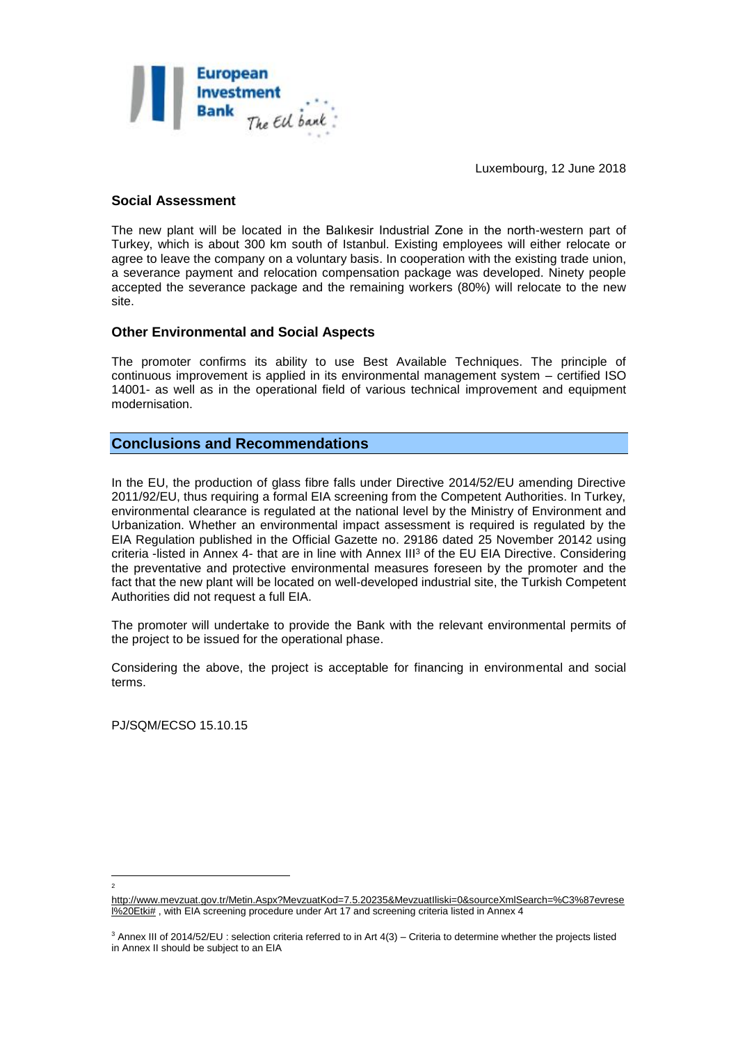Luxembourg, 12 June 2018

### Social Assessment

The new plant will be located in the Balıkesir Industrial Zone in the north-western part of Turkey, which is about 300 km south of Istanbul. Existing employees will either relocate or agree to leave the company on a voluntary basis. In cooperation with the existing trade union, a severance payment and relocation compensation package was developed. Ninety people accepted the severance package and the remaining workers (80%) will relocate to the new site.

### Other Environmental and Social Aspects

The promoter confirms its ability to use Best Available Techniques. The principle of continuous improvement is applied in its environmental management system – certified ISO 14001- as well as in the operational field of various technical improvement and equipment modernisation.

## Conclusions and Recommendations

In the EU, the production of glass fibre falls under Directive 2014/52/EU amending Directive 2011/92/EU, thus requiring a formal EIA screening from the Competent Authorities. In Turkey, environmental clearance is regulated at the national level by the Ministry of Environment and Urbanization. Whether an environmental impact assessment is required is regulated by the EIA Regulation published in the Official Gazette no. 29186 dated 25 November 2014[2] using criteria -listed in Annex 4- that are in line with Annex III[3] of the EU EIA Directive. Considering the preventative and protective environmental measures foreseen by the promoter and the fact that the new plant will be located on well-developed industrial site, the Turkish Competent Authorities did not request a full EIA.

The promoter will undertake to provide the Bank with the relevant environmental permits of the project to be issued for the operational phase.

Considering the above, the project is acceptable for financing in environmental and social terms.

PJ/SQM/ECSO 15.10.15

[2] http://www.mevzuat.gov.tr/Metin.Aspx?MevzuatKod=7.5.20235&MevzuatIliski=0&sourceXmlSearch=%C3%87evresel%20Etki# , with EIA screening procedure under Art 17 and screening criteria listed in Annex 4

[3] Annex III of 2014/52/EU : selection criteria referred to in Art 4(3) – Criteria to determine whether the projects listed in Annex II should be subject to an EIA